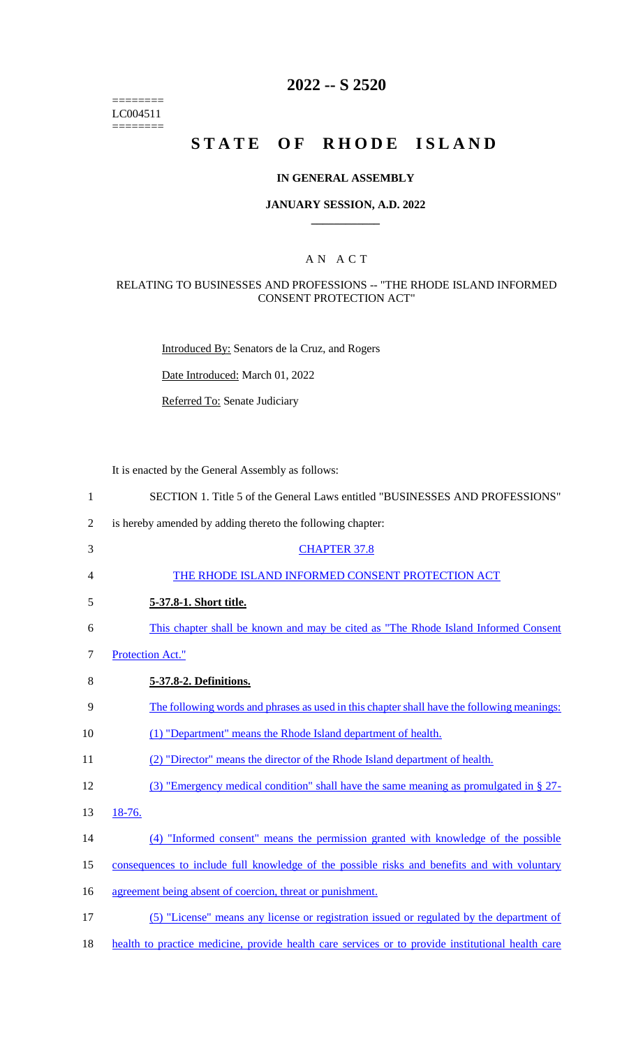========
LC004511
========

# 2022 -- S 2520

# STATE OF RHODE ISLAND

## IN GENERAL ASSEMBLY

## JANUARY SESSION, A.D. 2022

### A N A C T

### RELATING TO BUSINESSES AND PROFESSIONS -- "THE RHODE ISLAND INFORMED CONSENT PROTECTION ACT"

Introduced By: Senators de la Cruz, and Rogers

Date Introduced: March 01, 2022

Referred To: Senate Judiciary

It is enacted by the General Assembly as follows:

SECTION 1. Title 5 of the General Laws entitled "BUSINESSES AND PROFESSIONS" is hereby amended by adding thereto the following chapter:

CHAPTER 37.8

THE RHODE ISLAND INFORMED CONSENT PROTECTION ACT

**5-37.8-1. Short title.**

This chapter shall be known and may be cited as "The Rhode Island Informed Consent Protection Act."

**5-37.8-2. Definitions.**

The following words and phrases as used in this chapter shall have the following meanings:

(1) "Department" means the Rhode Island department of health.

(2) "Director" means the director of the Rhode Island department of health.

(3) "Emergency medical condition" shall have the same meaning as promulgated in § 27-18-76.

(4) "Informed consent" means the permission granted with knowledge of the possible consequences to include full knowledge of the possible risks and benefits and with voluntary agreement being absent of coercion, threat or punishment.

(5) "License" means any license or registration issued or regulated by the department of health to practice medicine, provide health care services or to provide institutional health care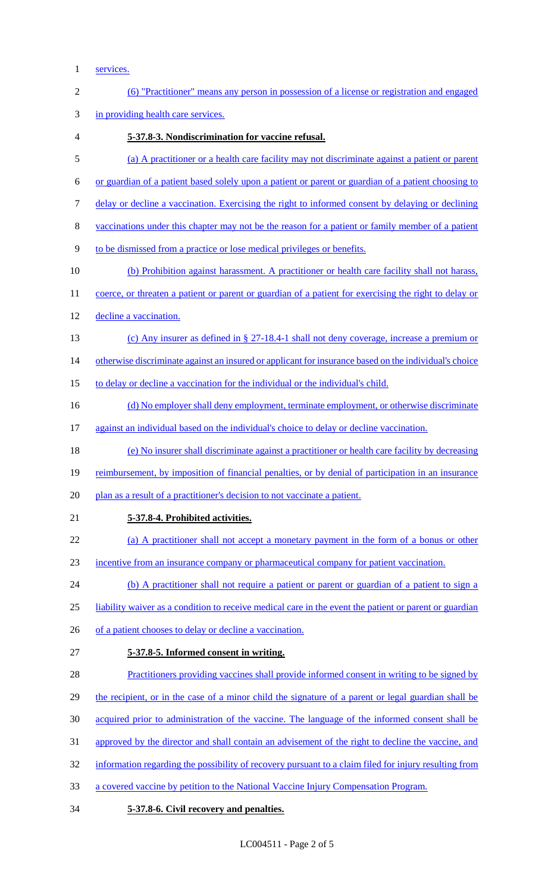services.

(6) "Practitioner" means any person in possession of a license or registration and engaged in providing health care services.

**5-37.8-3. Nondiscrimination for vaccine refusal.**

(a) A practitioner or a health care facility may not discriminate against a patient or parent or guardian of a patient based solely upon a patient or parent or guardian of a patient choosing to delay or decline a vaccination. Exercising the right to informed consent by delaying or declining vaccinations under this chapter may not be the reason for a patient or family member of a patient to be dismissed from a practice or lose medical privileges or benefits.

(b) Prohibition against harassment. A practitioner or health care facility shall not harass, coerce, or threaten a patient or parent or guardian of a patient for exercising the right to delay or decline a vaccination.

(c) Any insurer as defined in § 27-18.4-1 shall not deny coverage, increase a premium or otherwise discriminate against an insured or applicant for insurance based on the individual's choice to delay or decline a vaccination for the individual or the individual's child.

(d) No employer shall deny employment, terminate employment, or otherwise discriminate against an individual based on the individual's choice to delay or decline vaccination.

(e) No insurer shall discriminate against a practitioner or health care facility by decreasing reimbursement, by imposition of financial penalties, or by denial of participation in an insurance plan as a result of a practitioner's decision to not vaccinate a patient.

**5-37.8-4. Prohibited activities.**

(a) A practitioner shall not accept a monetary payment in the form of a bonus or other incentive from an insurance company or pharmaceutical company for patient vaccination.

(b) A practitioner shall not require a patient or parent or guardian of a patient to sign a liability waiver as a condition to receive medical care in the event the patient or parent or guardian of a patient chooses to delay or decline a vaccination.

**5-37.8-5. Informed consent in writing.**

Practitioners providing vaccines shall provide informed consent in writing to be signed by the recipient, or in the case of a minor child the signature of a parent or legal guardian shall be acquired prior to administration of the vaccine. The language of the informed consent shall be approved by the director and shall contain an advisement of the right to decline the vaccine, and information regarding the possibility of recovery pursuant to a claim filed for injury resulting from a covered vaccine by petition to the National Vaccine Injury Compensation Program.

**5-37.8-6. Civil recovery and penalties.**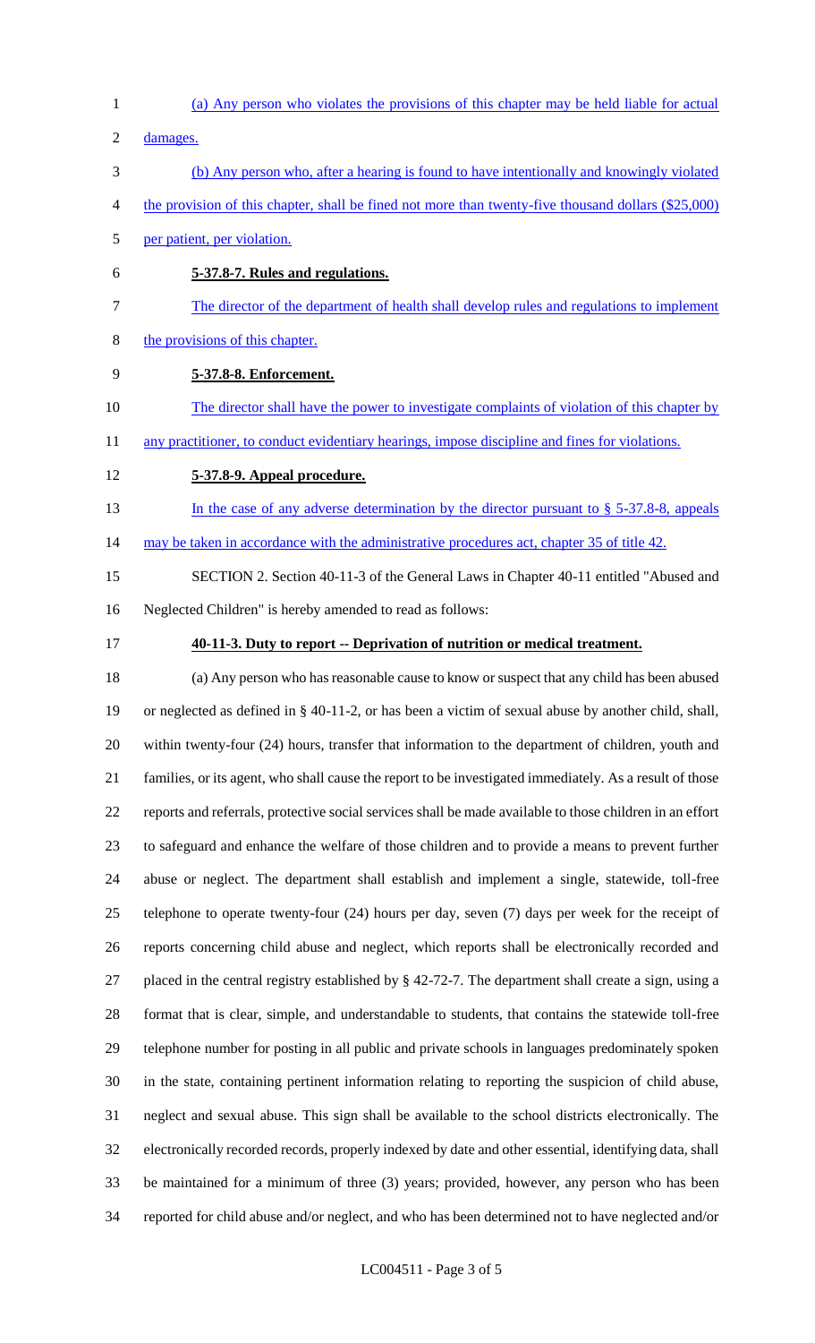(a) Any person who violates the provisions of this chapter may be held liable for actual damages.

(b) Any person who, after a hearing is found to have intentionally and knowingly violated the provision of this chapter, shall be fined not more than twenty-five thousand dollars ($25,000) per patient, per violation.

**5-37.8-7. Rules and regulations.**

The director of the department of health shall develop rules and regulations to implement the provisions of this chapter.

**5-37.8-8. Enforcement.**

The director shall have the power to investigate complaints of violation of this chapter by any practitioner, to conduct evidentiary hearings, impose discipline and fines for violations.

**5-37.8-9. Appeal procedure.**

In the case of any adverse determination by the director pursuant to § 5-37.8-8, appeals may be taken in accordance with the administrative procedures act, chapter 35 of title 42.

SECTION 2. Section 40-11-3 of the General Laws in Chapter 40-11 entitled "Abused and Neglected Children" is hereby amended to read as follows:

**40-11-3. Duty to report -- Deprivation of nutrition or medical treatment.**

(a) Any person who has reasonable cause to know or suspect that any child has been abused or neglected as defined in § 40-11-2, or has been a victim of sexual abuse by another child, shall, within twenty-four (24) hours, transfer that information to the department of children, youth and families, or its agent, who shall cause the report to be investigated immediately. As a result of those reports and referrals, protective social services shall be made available to those children in an effort to safeguard and enhance the welfare of those children and to provide a means to prevent further abuse or neglect. The department shall establish and implement a single, statewide, toll-free telephone to operate twenty-four (24) hours per day, seven (7) days per week for the receipt of reports concerning child abuse and neglect, which reports shall be electronically recorded and placed in the central registry established by § 42-72-7. The department shall create a sign, using a format that is clear, simple, and understandable to students, that contains the statewide toll-free telephone number for posting in all public and private schools in languages predominately spoken in the state, containing pertinent information relating to reporting the suspicion of child abuse, neglect and sexual abuse. This sign shall be available to the school districts electronically. The electronically recorded records, properly indexed by date and other essential, identifying data, shall be maintained for a minimum of three (3) years; provided, however, any person who has been reported for child abuse and/or neglect, and who has been determined not to have neglected and/or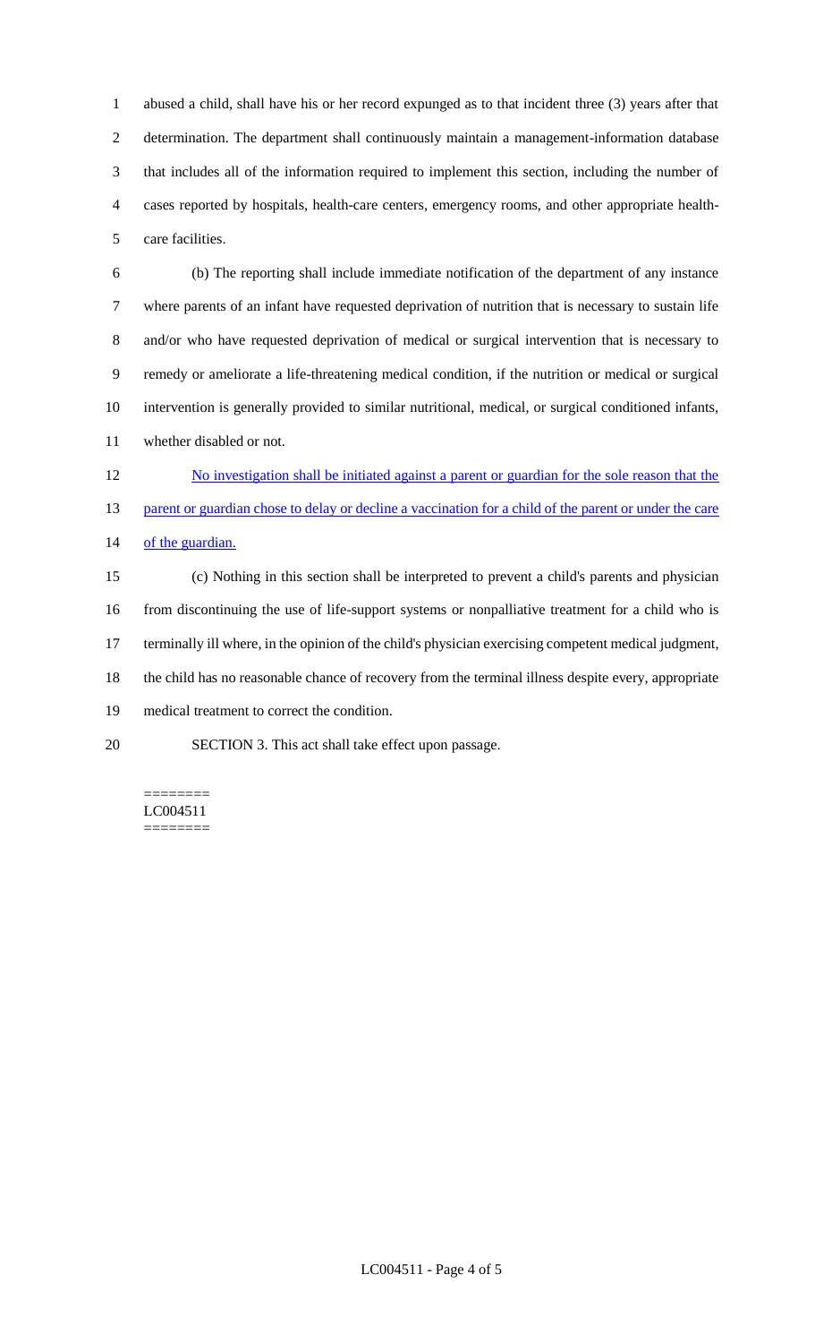abused a child, shall have his or her record expunged as to that incident three (3) years after that determination. The department shall continuously maintain a management-information database that includes all of the information required to implement this section, including the number of cases reported by hospitals, health-care centers, emergency rooms, and other appropriate health-care facilities.

(b) The reporting shall include immediate notification of the department of any instance where parents of an infant have requested deprivation of nutrition that is necessary to sustain life and/or who have requested deprivation of medical or surgical intervention that is necessary to remedy or ameliorate a life-threatening medical condition, if the nutrition or medical or surgical intervention is generally provided to similar nutritional, medical, or surgical conditioned infants, whether disabled or not.

<u>No investigation shall be initiated against a parent or guardian for the sole reason that the parent or guardian chose to delay or decline a vaccination for a child of the parent or under the care of the guardian.</u>

(c) Nothing in this section shall be interpreted to prevent a child's parents and physician from discontinuing the use of life-support systems or nonpalliative treatment for a child who is terminally ill where, in the opinion of the child's physician exercising competent medical judgment, the child has no reasonable chance of recovery from the terminal illness despite every, appropriate medical treatment to correct the condition.

SECTION 3. This act shall take effect upon passage.

========
LC004511
========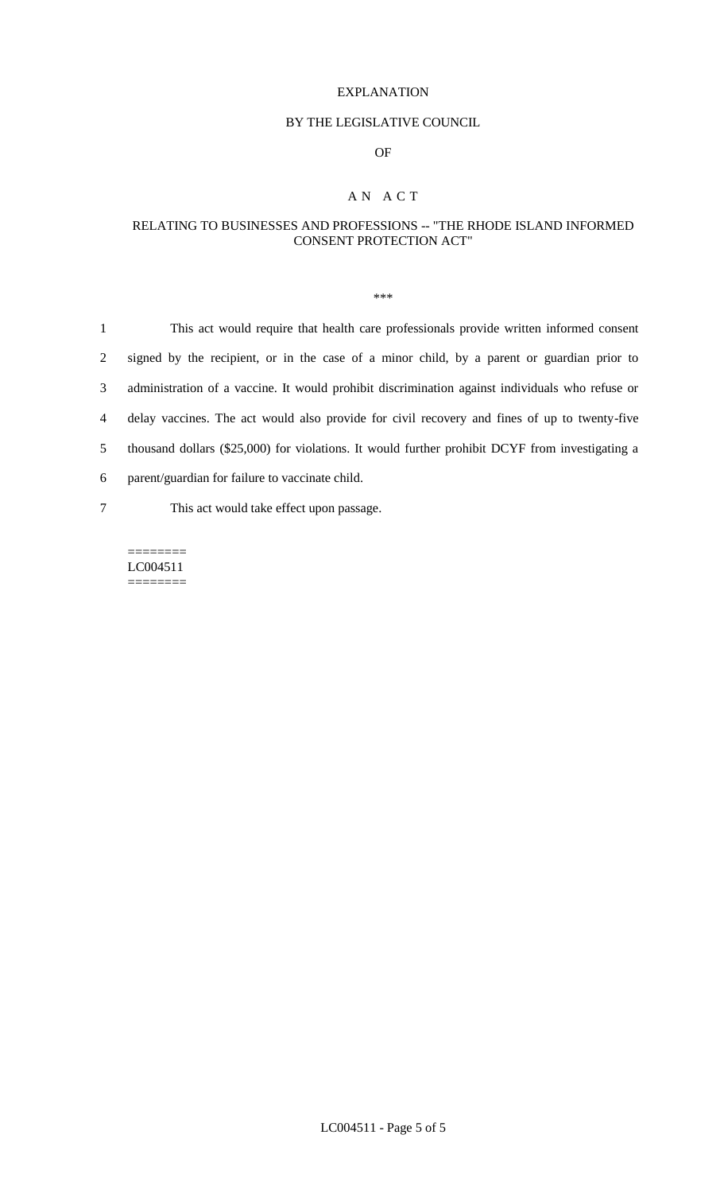EXPLANATION

BY THE LEGISLATIVE COUNCIL

OF

# A N  A C T

RELATING TO BUSINESSES AND PROFESSIONS -- "THE RHODE ISLAND INFORMED CONSENT PROTECTION ACT"

\*\*\*

This act would require that health care professionals provide written informed consent signed by the recipient, or in the case of a minor child, by a parent or guardian prior to administration of a vaccine. It would prohibit discrimination against individuals who refuse or delay vaccines. The act would also provide for civil recovery and fines of up to twenty-five thousand dollars ($25,000) for violations. It would further prohibit DCYF from investigating a parent/guardian for failure to vaccinate child.

This act would take effect upon passage.

========
LC004511
========